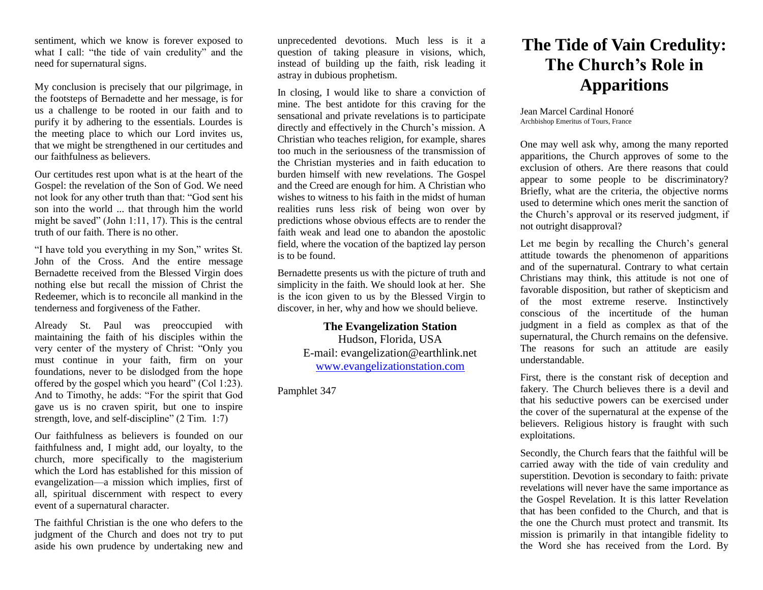sentiment, which we know is forever exposed to what I call: "the tide of vain credulity" and the need for supernatural signs.

My conclusion is precisely that our pilgrimage, in the footsteps of Bernadette and her message, is for us a challenge to be rooted in our faith and to purify it by adhering to the essentials. Lourdes is the meeting place to which our Lord invites us, that we might be strengthened in our certitudes and our faithfulness as believers.

Our certitudes rest upon what is at the heart of the Gospel: the revelation of the Son of God. We need not look for any other truth than that: "God sent his son into the world ... that through him the world might be saved" (John 1:11, 17). This is the central truth of our faith. There is no other.

"I have told you everything in my Son," writes St. John of the Cross. And the entire message Bernadette received from the Blessed Virgin does nothing else but recall the mission of Christ the Redeemer, which is to reconcile all mankind in the tenderness and forgiveness of the Father.

Already St. Paul was preoccupied with maintaining the faith of his disciples within the very center of the mystery of Christ: "Only you must continue in your faith, firm on your foundations, never to be dislodged from the hope offered by the gospel which you heard" (Col 1:23). And to Timothy, he adds: "For the spirit that God gave us is no craven spirit, but one to inspire strength, love, and self-discipline" (2 Tim. 1:7)

Our faithfulness as believers is founded on our faithfulness and, I might add, our loyalty, to the church, more specifically to the magisterium which the Lord has established for this mission of evangelization—a mission which implies, first of all, spiritual discernment with respect to every event of a supernatural character.

The faithful Christian is the one who defers to the judgment of the Church and does not try to put aside his own prudence by undertaking new and unprecedented devotions. Much less is it a question of taking pleasure in visions, which, instead of building up the faith, risk leading it astray in dubious prophetism.

In closing, I would like to share a conviction of mine. The best antidote for this craving for the sensational and private revelations is to participate directly and effectively in the Church's mission. A Christian who teaches religion, for example, shares too much in the seriousness of the transmission of the Christian mysteries and in faith education to burden himself with new revelations. The Gospel and the Creed are enough for him. A Christian who wishes to witness to his faith in the midst of human realities runs less risk of being won over by predictions whose obvious effects are to render the faith weak and lead one to abandon the apostolic field, where the vocation of the baptized lay person is to be found.

Bernadette presents us with the picture of truth and simplicity in the faith. We should look at her. She is the icon given to us by the Blessed Virgin to discover, in her, why and how we should believe.

**The Evangelization Station**
Hudson, Florida, USA
E-mail: evangelization@earthlink.net
www.evangelizationstation.com

Pamphlet 347

# The Tide of Vain Credulity: The Church's Role in Apparitions

Jean Marcel Cardinal Honoré
Archbishop Emeritus of Tours, France

One may well ask why, among the many reported apparitions, the Church approves of some to the exclusion of others. Are there reasons that could appear to some people to be discriminatory? Briefly, what are the criteria, the objective norms used to determine which ones merit the sanction of the Church's approval or its reserved judgment, if not outright disapproval?

Let me begin by recalling the Church's general attitude towards the phenomenon of apparitions and of the supernatural. Contrary to what certain Christians may think, this attitude is not one of favorable disposition, but rather of skepticism and of the most extreme reserve. Instinctively conscious of the incertitude of the human judgment in a field as complex as that of the supernatural, the Church remains on the defensive. The reasons for such an attitude are easily understandable.

First, there is the constant risk of deception and fakery. The Church believes there is a devil and that his seductive powers can be exercised under the cover of the supernatural at the expense of the believers. Religious history is fraught with such exploitations.

Secondly, the Church fears that the faithful will be carried away with the tide of vain credulity and superstition. Devotion is secondary to faith: private revelations will never have the same importance as the Gospel Revelation. It is this latter Revelation that has been confided to the Church, and that is the one the Church must protect and transmit. Its mission is primarily in that intangible fidelity to the Word she has received from the Lord. By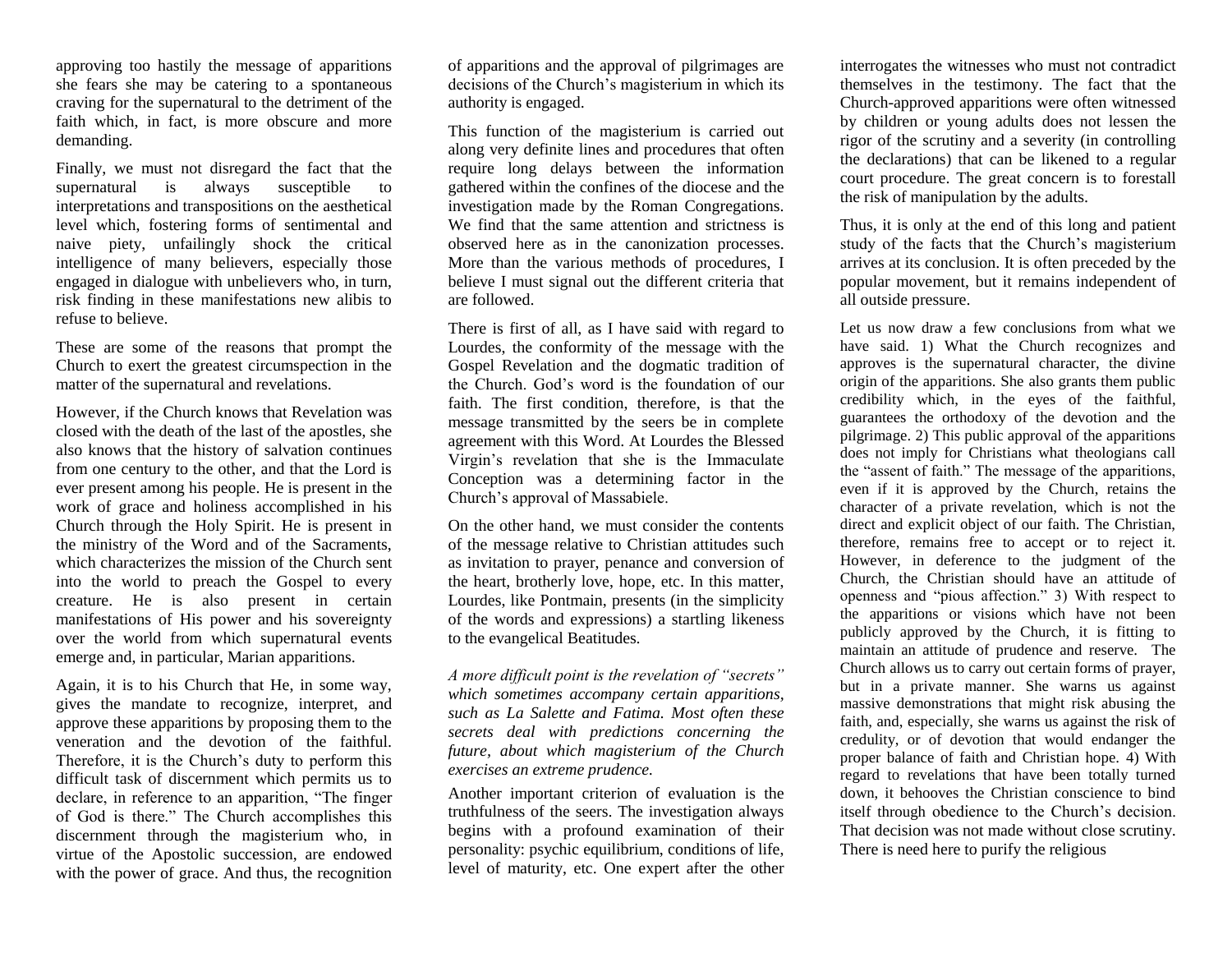approving too hastily the message of apparitions she fears she may be catering to a spontaneous craving for the supernatural to the detriment of the faith which, in fact, is more obscure and more demanding.

Finally, we must not disregard the fact that the supernatural is always susceptible to interpretations and transpositions on the aesthetical level which, fostering forms of sentimental and naive piety, unfailingly shock the critical intelligence of many believers, especially those engaged in dialogue with unbelievers who, in turn, risk finding in these manifestations new alibis to refuse to believe.

These are some of the reasons that prompt the Church to exert the greatest circumspection in the matter of the supernatural and revelations.

However, if the Church knows that Revelation was closed with the death of the last of the apostles, she also knows that the history of salvation continues from one century to the other, and that the Lord is ever present among his people. He is present in the work of grace and holiness accomplished in his Church through the Holy Spirit. He is present in the ministry of the Word and of the Sacraments, which characterizes the mission of the Church sent into the world to preach the Gospel to every creature. He is also present in certain manifestations of His power and his sovereignty over the world from which supernatural events emerge and, in particular, Marian apparitions.

Again, it is to his Church that He, in some way, gives the mandate to recognize, interpret, and approve these apparitions by proposing them to the veneration and the devotion of the faithful. Therefore, it is the Church's duty to perform this difficult task of discernment which permits us to declare, in reference to an apparition, "The finger of God is there." The Church accomplishes this discernment through the magisterium who, in virtue of the Apostolic succession, are endowed with the power of grace. And thus, the recognition of apparitions and the approval of pilgrimages are decisions of the Church's magisterium in which its authority is engaged.

This function of the magisterium is carried out along very definite lines and procedures that often require long delays between the information gathered within the confines of the diocese and the investigation made by the Roman Congregations. We find that the same attention and strictness is observed here as in the canonization processes. More than the various methods of procedures, I believe I must signal out the different criteria that are followed.

There is first of all, as I have said with regard to Lourdes, the conformity of the message with the Gospel Revelation and the dogmatic tradition of the Church. God's word is the foundation of our faith. The first condition, therefore, is that the message transmitted by the seers be in complete agreement with this Word. At Lourdes the Blessed Virgin's revelation that she is the Immaculate Conception was a determining factor in the Church's approval of Massabiele.

On the other hand, we must consider the contents of the message relative to Christian attitudes such as invitation to prayer, penance and conversion of the heart, brotherly love, hope, etc. In this matter, Lourdes, like Pontmain, presents (in the simplicity of the words and expressions) a startling likeness to the evangelical Beatitudes.

*A more difficult point is the revelation of "secrets" which sometimes accompany certain apparitions, such as La Salette and Fatima. Most often these secrets deal with predictions concerning the future, about which magisterium of the Church exercises an extreme prudence.*

Another important criterion of evaluation is the truthfulness of the seers. The investigation always begins with a profound examination of their personality: psychic equilibrium, conditions of life, level of maturity, etc. One expert after the other interrogates the witnesses who must not contradict themselves in the testimony. The fact that the Church-approved apparitions were often witnessed by children or young adults does not lessen the rigor of the scrutiny and a severity (in controlling the declarations) that can be likened to a regular court procedure. The great concern is to forestall the risk of manipulation by the adults.

Thus, it is only at the end of this long and patient study of the facts that the Church's magisterium arrives at its conclusion. It is often preceded by the popular movement, but it remains independent of all outside pressure.

Let us now draw a few conclusions from what we have said. 1) What the Church recognizes and approves is the supernatural character, the divine origin of the apparitions. She also grants them public credibility which, in the eyes of the faithful, guarantees the orthodoxy of the devotion and the pilgrimage. 2) This public approval of the apparitions does not imply for Christians what theologians call the "assent of faith." The message of the apparitions, even if it is approved by the Church, retains the character of a private revelation, which is not the direct and explicit object of our faith. The Christian, therefore, remains free to accept or to reject it. However, in deference to the judgment of the Church, the Christian should have an attitude of openness and "pious affection." 3) With respect to the apparitions or visions which have not been publicly approved by the Church, it is fitting to maintain an attitude of prudence and reserve. The Church allows us to carry out certain forms of prayer, but in a private manner. She warns us against massive demonstrations that might risk abusing the faith, and, especially, she warns us against the risk of credulity, or of devotion that would endanger the proper balance of faith and Christian hope. 4) With regard to revelations that have been totally turned down, it behooves the Christian conscience to bind itself through obedience to the Church's decision. That decision was not made without close scrutiny. There is need here to purify the religious